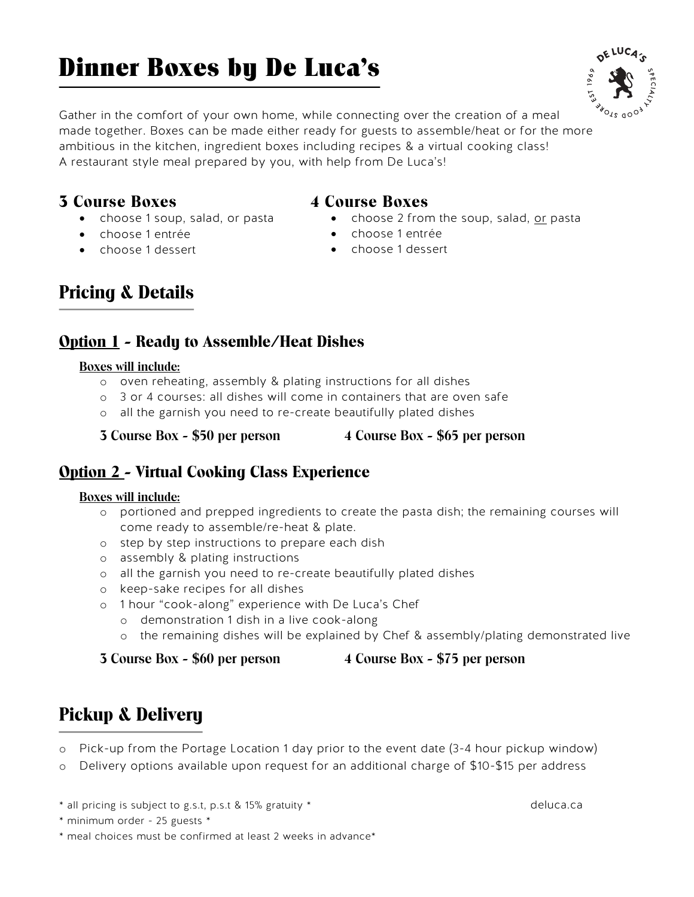# Dinner Boxes by De Luca's

Gather in the comfort of your own home, while connecting over the creation of a meal made together. Boxes can be made either ready for guests to assemble/heat or for the more ambitious in the kitchen, ingredient boxes including recipes & a virtual cooking class!
A restaurant style meal prepared by you, with help from De Luca's!

### 3 Course Boxes

- choose 1 soup, salad, or pasta
- choose 1 entrée
- choose 1 dessert

### 4 Course Boxes

- choose 2 from the soup, salad, or pasta
- choose 1 entrée
- choose 1 dessert

## Pricing & Details

### Option 1 - Ready to Assemble/Heat Dishes

**Boxes will include:**

- oven reheating, assembly & plating instructions for all dishes
- 3 or 4 courses: all dishes will come in containers that are oven safe
- all the garnish you need to re-create beautifully plated dishes

**3 Course Box - $50 per person** **4 Course Box - $65 per person**

### Option 2 - Virtual Cooking Class Experience

**Boxes will include:**

- portioned and prepped ingredients to create the pasta dish; the remaining courses will come ready to assemble/re-heat & plate.
- step by step instructions to prepare each dish
- assembly & plating instructions
- all the garnish you need to re-create beautifully plated dishes
- keep-sake recipes for all dishes
- 1 hour "cook-along" experience with De Luca's Chef
  - demonstration 1 dish in a live cook-along
  - the remaining dishes will be explained by Chef & assembly/plating demonstrated live

**3 Course Box - $60 per person** **4 Course Box - $75 per person**

## Pickup & Delivery

- Pick-up from the Portage Location 1 day prior to the event date (3-4 hour pickup window)
- Delivery options available upon request for an additional charge of $10-$15 per address

\* all pricing is subject to g.s.t, p.s.t & 15% gratuity \*

\* minimum order - 25 guests \*

\* meal choices must be confirmed at least 2 weeks in advance\*

deluca.ca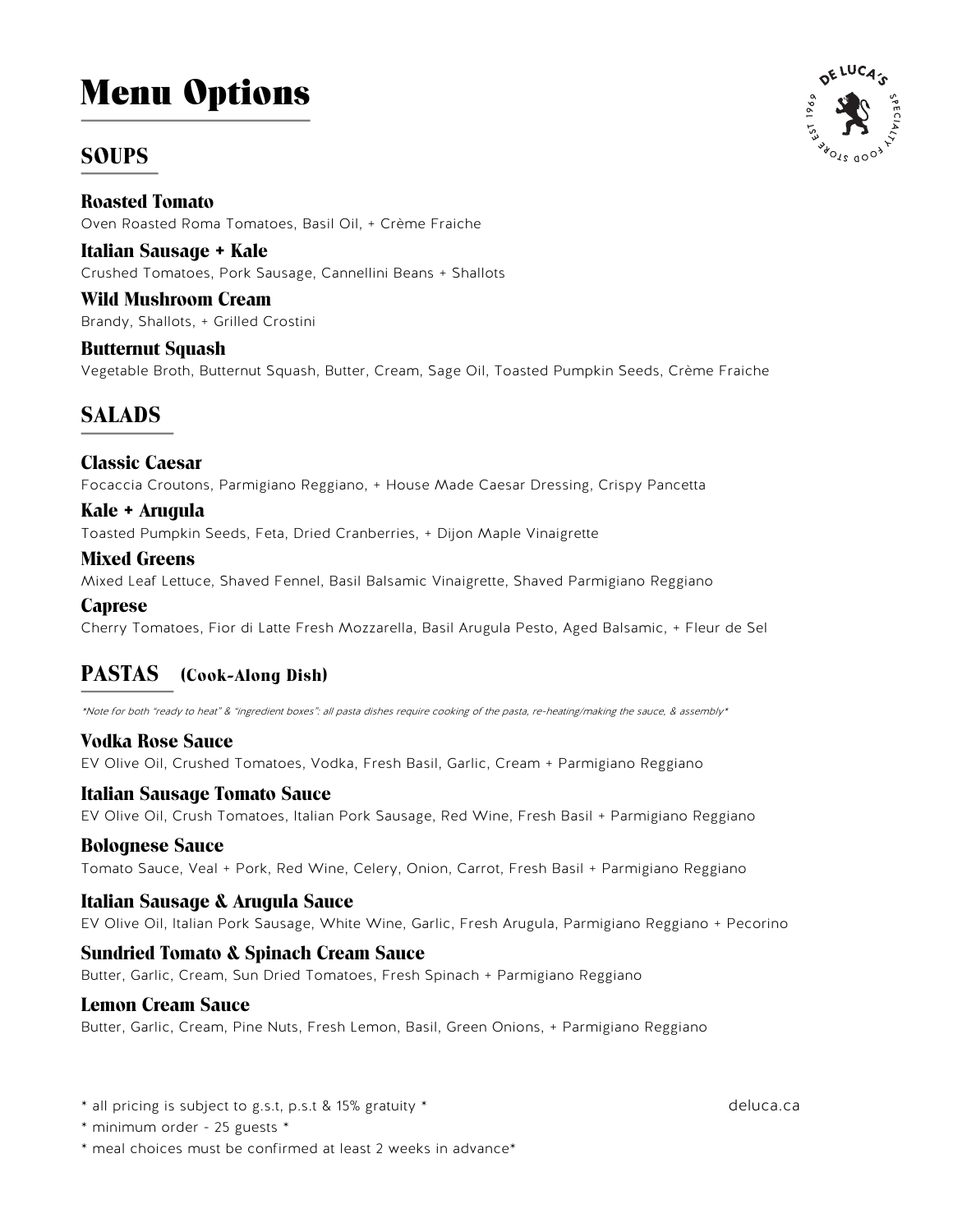# Menu Options

## SOUPS

### Roasted Tomato
Oven Roasted Roma Tomatoes, Basil Oil, + Crème Fraiche

### Italian Sausage + Kale
Crushed Tomatoes, Pork Sausage, Cannellini Beans + Shallots

### Wild Mushroom Cream
Brandy, Shallots, + Grilled Crostini

### Butternut Squash
Vegetable Broth, Butternut Squash, Butter, Cream, Sage Oil, Toasted Pumpkin Seeds, Crème Fraiche

## SALADS

### Classic Caesar
Focaccia Croutons, Parmigiano Reggiano, + House Made Caesar Dressing, Crispy Pancetta

### Kale + Arugula
Toasted Pumpkin Seeds, Feta, Dried Cranberries, + Dijon Maple Vinaigrette

### Mixed Greens
Mixed Leaf Lettuce, Shaved Fennel, Basil Balsamic Vinaigrette, Shaved Parmigiano Reggiano

### Caprese
Cherry Tomatoes, Fior di Latte Fresh Mozzarella, Basil Arugula Pesto, Aged Balsamic, + Fleur de Sel

## PASTAS (Cook-Along Dish)

*\*Note for both "ready to heat" & "ingredient boxes": all pasta dishes require cooking of the pasta, re-heating/making the sauce, & assembly\**

### Vodka Rose Sauce
EV Olive Oil, Crushed Tomatoes, Vodka, Fresh Basil, Garlic, Cream + Parmigiano Reggiano

### Italian Sausage Tomato Sauce
EV Olive Oil, Crush Tomatoes, Italian Pork Sausage, Red Wine, Fresh Basil + Parmigiano Reggiano

### Bolognese Sauce
Tomato Sauce, Veal + Pork, Red Wine, Celery, Onion, Carrot, Fresh Basil + Parmigiano Reggiano

### Italian Sausage & Arugula Sauce
EV Olive Oil, Italian Pork Sausage, White Wine, Garlic, Fresh Arugula, Parmigiano Reggiano + Pecorino

### Sundried Tomato & Spinach Cream Sauce
Butter, Garlic, Cream, Sun Dried Tomatoes, Fresh Spinach + Parmigiano Reggiano

### Lemon Cream Sauce
Butter, Garlic, Cream, Pine Nuts, Fresh Lemon, Basil, Green Onions, + Parmigiano Reggiano

\* all pricing is subject to g.s.t, p.s.t & 15% gratuity \*

\* minimum order - 25 guests \*

\* meal choices must be confirmed at least 2 weeks in advance\*

deluca.ca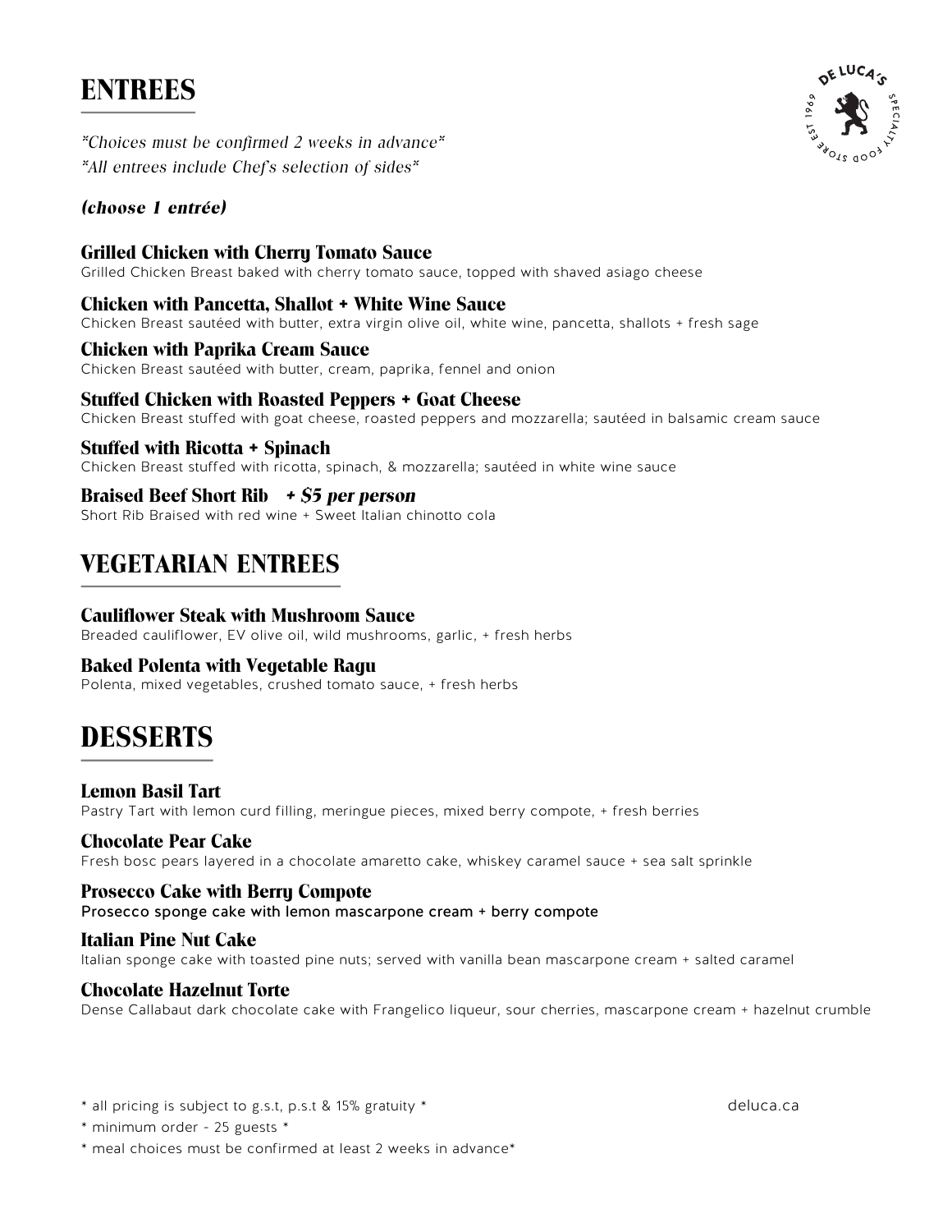# ENTREES

*\*Choices must be confirmed 2 weeks in advance\**
*\*All entrees include Chef's selection of sides\**

***(choose 1 entrée)***

**Grilled Chicken with Cherry Tomato Sauce**
Grilled Chicken Breast baked with cherry tomato sauce, topped with shaved asiago cheese

**Chicken with Pancetta, Shallot + White Wine Sauce**
Chicken Breast sautéed with butter, extra virgin olive oil, white wine, pancetta, shallots + fresh sage

**Chicken with Paprika Cream Sauce**
Chicken Breast sautéed with butter, cream, paprika, fennel and onion

**Stuffed Chicken with Roasted Peppers + Goat Cheese**
Chicken Breast stuffed with goat cheese, roasted peppers and mozzarella; sautéed in balsamic cream sauce

**Stuffed with Ricotta + Spinach**
Chicken Breast stuffed with ricotta, spinach, & mozzarella; sautéed in white wine sauce

**Braised Beef Short Rib** ***+ $5 per person***
Short Rib Braised with red wine + Sweet Italian chinotto cola

# VEGETARIAN ENTREES

**Cauliflower Steak with Mushroom Sauce**
Breaded cauliflower, EV olive oil, wild mushrooms, garlic, + fresh herbs

**Baked Polenta with Vegetable Ragu**
Polenta, mixed vegetables, crushed tomato sauce, + fresh herbs

# DESSERTS

**Lemon Basil Tart**
Pastry Tart with lemon curd filling, meringue pieces, mixed berry compote, + fresh berries

**Chocolate Pear Cake**
Fresh bosc pears layered in a chocolate amaretto cake, whiskey caramel sauce + sea salt sprinkle

**Prosecco Cake with Berry Compote**
Prosecco sponge cake with lemon mascarpone cream + berry compote

**Italian Pine Nut Cake**
Italian sponge cake with toasted pine nuts; served with vanilla bean mascarpone cream + salted caramel

**Chocolate Hazelnut Torte**
Dense Callabaut dark chocolate cake with Frangelico liqueur, sour cherries, mascarpone cream + hazelnut crumble

\* all pricing is subject to g.s.t, p.s.t & 15% gratuity \*
\* minimum order - 25 guests \*
\* meal choices must be confirmed at least 2 weeks in advance\*

deluca.ca